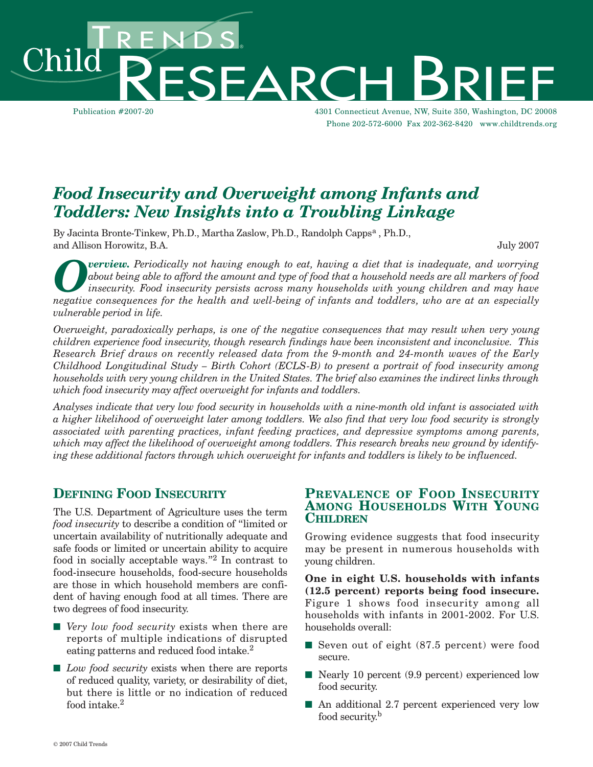# Child Trends Research Brief

Publication #2007-20

4301 Connecticut Avenue, NW, Suite 350, Washington, DC 20008
Phone 202-572-6000 Fax 202-362-8420 www.childtrends.org

## *Food Insecurity and Overweight among Infants and Toddlers: New Insights into a Troubling Linkage*

By Jacinta Bronte-Tinkew, Ph.D., Martha Zaslow, Ph.D., Randolph Capps[a], Ph.D., and Allison Horowitz, B.A.

July 2007

***Overview.*** *Periodically not having enough to eat, having a diet that is inadequate, and worrying about being able to afford the amount and type of food that a household needs are all markers of food insecurity. Food insecurity persists across many households with young children and may have negative consequences for the health and well-being of infants and toddlers, who are at an especially vulnerable period in life.*

*Overweight, paradoxically perhaps, is one of the negative consequences that may result when very young children experience food insecurity, though research findings have been inconsistent and inconclusive. This Research Brief draws on recently released data from the 9-month and 24-month waves of the Early Childhood Longitudinal Study – Birth Cohort (ECLS-B) to present a portrait of food insecurity among households with very young children in the United States. The brief also examines the indirect links through which food insecurity may affect overweight for infants and toddlers.*

*Analyses indicate that very low food security in households with a nine-month old infant is associated with a higher likelihood of overweight later among toddlers. We also find that very low food security is strongly associated with parenting practices, infant feeding practices, and depressive symptoms among parents, which may affect the likelihood of overweight among toddlers. This research breaks new ground by identifying these additional factors through which overweight for infants and toddlers is likely to be influenced.*

## Defining Food Insecurity

The U.S. Department of Agriculture uses the term *food insecurity* to describe a condition of "limited or uncertain availability of nutritionally adequate and safe foods or limited or uncertain ability to acquire food in socially acceptable ways."[2] In contrast to food-insecure households, food-secure households are those in which household members are confident of having enough food at all times. There are two degrees of food insecurity.

- *Very low food security* exists when there are reports of multiple indications of disrupted eating patterns and reduced food intake.[2]
- *Low food security* exists when there are reports of reduced quality, variety, or desirability of diet, but there is little or no indication of reduced food intake.[2]

## Prevalence of Food Insecurity Among Households With Young Children

Growing evidence suggests that food insecurity may be present in numerous households with young children.

**One in eight U.S. households with infants (12.5 percent) reports being food insecure.** Figure 1 shows food insecurity among all households with infants in 2001-2002. For U.S. households overall:

- Seven out of eight (87.5 percent) were food secure.
- Nearly 10 percent (9.9 percent) experienced low food security.
- An additional 2.7 percent experienced very low food security.[b]

© 2007 Child Trends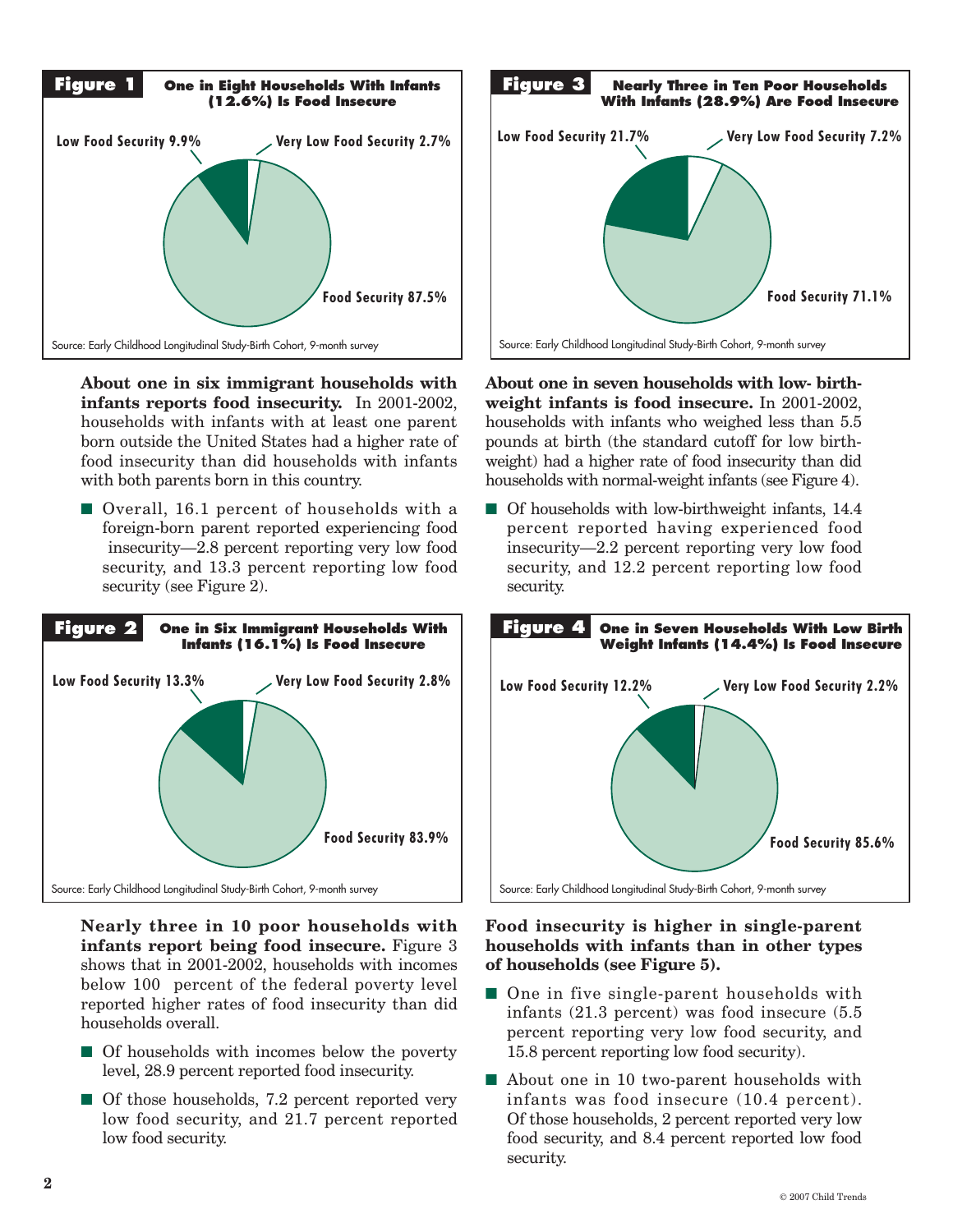**Figure 1** One in Eight Households With Infants (12.6%) Is Food Insecure

Low Food Security 9.9%
Very Low Food Security 2.7%
Food Security 87.5%

Source: Early Childhood Longitudinal Study-Birth Cohort, 9-month survey

**About one in six immigrant households with infants reports food insecurity.** In 2001-2002, households with infants with at least one parent born outside the United States had a higher rate of food insecurity than did households with infants with both parents born in this country.

- Overall, 16.1 percent of households with a foreign-born parent reported experiencing food insecurity—2.8 percent reporting very low food security, and 13.3 percent reporting low food security (see Figure 2).

**Figure 2** One in Six Immigrant Households With Infants (16.1%) Is Food Insecure

Low Food Security 13.3%
Very Low Food Security 2.8%
Food Security 83.9%

Source: Early Childhood Longitudinal Study-Birth Cohort, 9-month survey

**Nearly three in 10 poor households with infants report being food insecure.** Figure 3 shows that in 2001-2002, households with incomes below 100 percent of the federal poverty level reported higher rates of food insecurity than did households overall.

- Of households with incomes below the poverty level, 28.9 percent reported food insecurity.
- Of those households, 7.2 percent reported very low food security, and 21.7 percent reported low food security.

**Figure 3** Nearly Three in Ten Poor Households With Infants (28.9%) Are Food Insecure

Low Food Security 21.7%
Very Low Food Security 7.2%
Food Security 71.1%

Source: Early Childhood Longitudinal Study-Birth Cohort, 9-month survey

**About one in seven households with low- birthweight infants is food insecure.** In 2001-2002, households with infants who weighed less than 5.5 pounds at birth (the standard cutoff for low birthweight) had a higher rate of food insecurity than did households with normal-weight infants (see Figure 4).

- Of households with low-birthweight infants, 14.4 percent reported having experienced food insecurity—2.2 percent reporting very low food security, and 12.2 percent reporting low food security.

**Figure 4** One in Seven Households With Low Birth Weight Infants (14.4%) Is Food Insecure

Low Food Security 12.2%
Very Low Food Security 2.2%
Food Security 85.6%

Source: Early Childhood Longitudinal Study-Birth Cohort, 9-month survey

**Food insecurity is higher in single-parent households with infants than in other types of households (see Figure 5).**

- One in five single-parent households with infants (21.3 percent) was food insecure (5.5 percent reporting very low food security, and 15.8 percent reporting low food security).
- About one in 10 two-parent households with infants was food insecure (10.4 percent). Of those households, 2 percent reported very low food security, and 8.4 percent reported low food security.

© 2007 Child Trends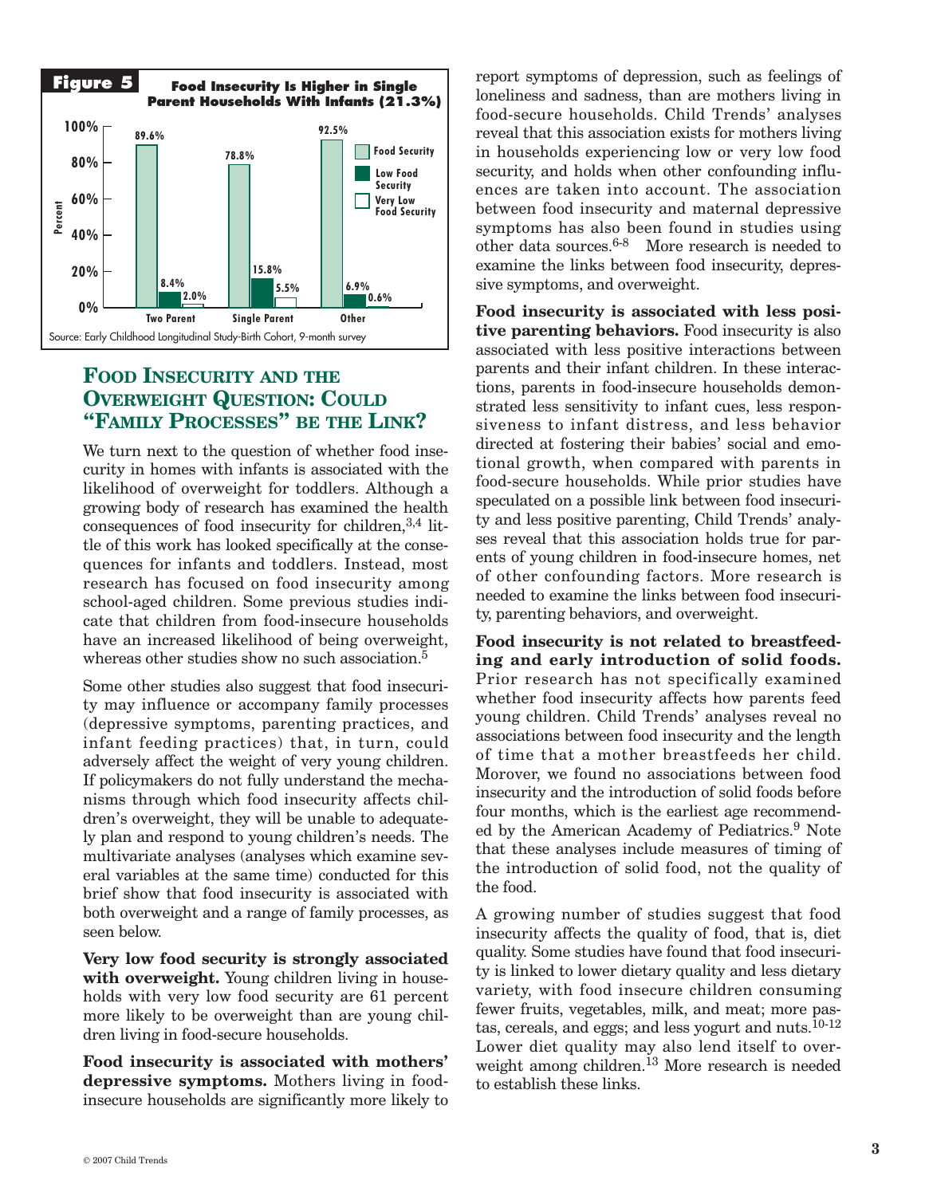**Figure 5** Food Insecurity Is Higher in Single Parent Households With Infants (21.3%)

| | Food Security | Low Food Security | Very Low Food Security |
|---|---|---|---|
| Two Parent | 89.6% | 8.4% | 2.0% |
| Single Parent | 78.8% | 15.8% | 5.5% |
| Other | 92.5% | 6.9% | 0.6% |

Source: Early Childhood Longitudinal Study-Birth Cohort, 9-month survey

## Food Insecurity and the Overweight Question: Could "Family Processes" be the Link?

We turn next to the question of whether food insecurity in homes with infants is associated with the likelihood of overweight for toddlers. Although a growing body of research has examined the health consequences of food insecurity for children,[3,4] little of this work has looked specifically at the consequences for infants and toddlers. Instead, most research has focused on food insecurity among school-aged children. Some previous studies indicate that children from food-insecure households have an increased likelihood of being overweight, whereas other studies show no such association.[5]

Some other studies also suggest that food insecurity may influence or accompany family processes (depressive symptoms, parenting practices, and infant feeding practices) that, in turn, could adversely affect the weight of very young children. If policymakers do not fully understand the mechanisms through which food insecurity affects children's overweight, they will be unable to adequately plan and respond to young children's needs. The multivariate analyses (analyses which examine several variables at the same time) conducted for this brief show that food insecurity is associated with both overweight and a range of family processes, as seen below.

**Very low food security is strongly associated with overweight.** Young children living in households with very low food security are 61 percent more likely to be overweight than are young children living in food-secure households.

**Food insecurity is associated with mothers' depressive symptoms.** Mothers living in food-insecure households are significantly more likely to report symptoms of depression, such as feelings of loneliness and sadness, than are mothers living in food-secure households. Child Trends' analyses reveal that this association exists for mothers living in households experiencing low or very low food security, and holds when other confounding influences are taken into account. The association between food insecurity and maternal depressive symptoms has also been found in studies using other data sources.[6-8] More research is needed to examine the links between food insecurity, depressive symptoms, and overweight.

**Food insecurity is associated with less positive parenting behaviors.** Food insecurity is also associated with less positive interactions between parents and their infant children. In these interactions, parents in food-insecure households demonstrated less sensitivity to infant cues, less responsiveness to infant distress, and less behavior directed at fostering their babies' social and emotional growth, when compared with parents in food-secure households. While prior studies have speculated on a possible link between food insecurity and less positive parenting, Child Trends' analyses reveal that this association holds true for parents of young children in food-insecure homes, net of other confounding factors. More research is needed to examine the links between food insecurity, parenting behaviors, and overweight.

**Food insecurity is not related to breastfeeding and early introduction of solid foods.** Prior research has not specifically examined whether food insecurity affects how parents feed young children. Child Trends' analyses reveal no associations between food insecurity and the length of time that a mother breastfeeds her child. Morover, we found no associations between food insecurity and the introduction of solid foods before four months, which is the earliest age recommended by the American Academy of Pediatrics.[9] Note that these analyses include measures of timing of the introduction of solid food, not the quality of the food.

A growing number of studies suggest that food insecurity affects the quality of food, that is, diet quality. Some studies have found that food insecurity is linked to lower dietary quality and less dietary variety, with food insecure children consuming fewer fruits, vegetables, milk, and meat; more pastas, cereals, and eggs; and less yogurt and nuts.[10-12] Lower diet quality may also lend itself to overweight among children.[13] More research is needed to establish these links.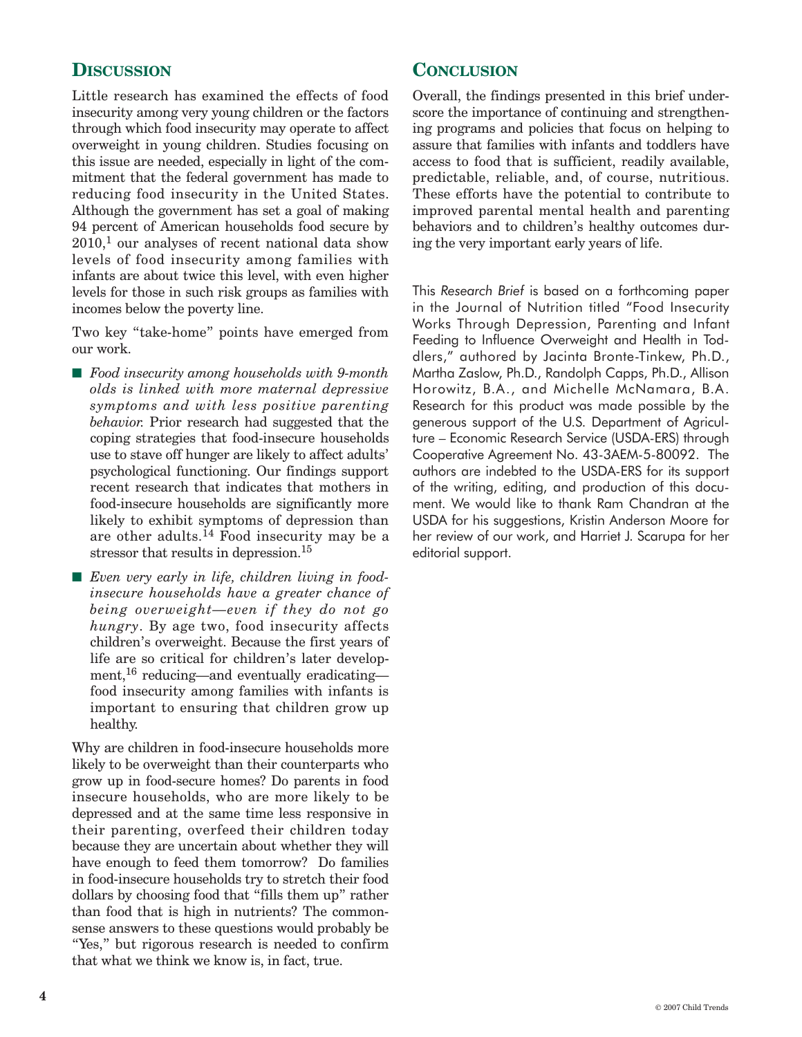## Discussion

Little research has examined the effects of food insecurity among very young children or the factors through which food insecurity may operate to affect overweight in young children. Studies focusing on this issue are needed, especially in light of the commitment that the federal government has made to reducing food insecurity in the United States. Although the government has set a goal of making 94 percent of American households food secure by 2010,[1] our analyses of recent national data show levels of food insecurity among families with infants are about twice this level, with even higher levels for those in such risk groups as families with incomes below the poverty line.

Two key "take-home" points have emerged from our work.

- *Food insecurity among households with 9-month olds is linked with more maternal depressive symptoms and with less positive parenting behavior.* Prior research had suggested that the coping strategies that food-insecure households use to stave off hunger are likely to affect adults' psychological functioning. Our findings support recent research that indicates that mothers in food-insecure households are significantly more likely to exhibit symptoms of depression than are other adults.[14] Food insecurity may be a stressor that results in depression.[15]
- *Even very early in life, children living in food-insecure households have a greater chance of being overweight—even if they do not go hungry*. By age two, food insecurity affects children's overweight. Because the first years of life are so critical for children's later development,[16] reducing—and eventually eradicating—food insecurity among families with infants is important to ensuring that children grow up healthy.

Why are children in food-insecure households more likely to be overweight than their counterparts who grow up in food-secure homes? Do parents in food insecure households, who are more likely to be depressed and at the same time less responsive in their parenting, overfeed their children today because they are uncertain about whether they will have enough to feed them tomorrow? Do families in food-insecure households try to stretch their food dollars by choosing food that "fills them up" rather than food that is high in nutrients? The commonsense answers to these questions would probably be "Yes," but rigorous research is needed to confirm that what we think we know is, in fact, true.

## Conclusion

Overall, the findings presented in this brief underscore the importance of continuing and strengthening programs and policies that focus on helping to assure that families with infants and toddlers have access to food that is sufficient, readily available, predictable, reliable, and, of course, nutritious. These efforts have the potential to contribute to improved parental mental health and parenting behaviors and to children's healthy outcomes during the very important early years of life.

This *Research Brief* is based on a forthcoming paper in the Journal of Nutrition titled "Food Insecurity Works Through Depression, Parenting and Infant Feeding to Influence Overweight and Health in Toddlers," authored by Jacinta Bronte-Tinkew, Ph.D., Martha Zaslow, Ph.D., Randolph Capps, Ph.D., Allison Horowitz, B.A., and Michelle McNamara, B.A. Research for this product was made possible by the generous support of the U.S. Department of Agriculture – Economic Research Service (USDA-ERS) through Cooperative Agreement No. 43-3AEM-5-80092. The authors are indebted to the USDA-ERS for its support of the writing, editing, and production of this document. We would like to thank Ram Chandran at the USDA for his suggestions, Kristin Anderson Moore for her review of our work, and Harriet J. Scarupa for her editorial support.

© 2007 Child Trends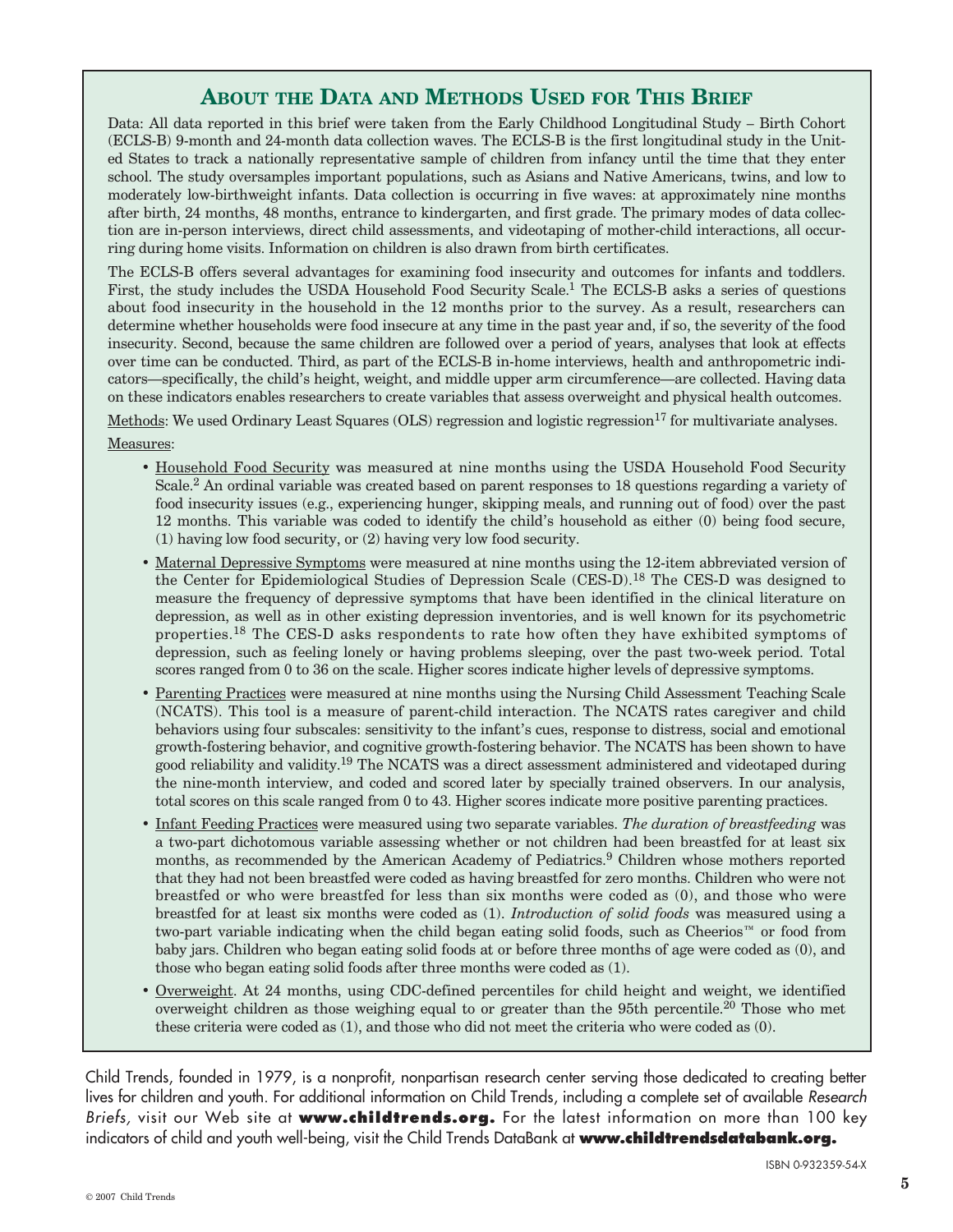## About the Data and Methods Used for This Brief

Data: All data reported in this brief were taken from the Early Childhood Longitudinal Study – Birth Cohort (ECLS-B) 9-month and 24-month data collection waves. The ECLS-B is the first longitudinal study in the United States to track a nationally representative sample of children from infancy until the time that they enter school. The study oversamples important populations, such as Asians and Native Americans, twins, and low to moderately low-birthweight infants. Data collection is occurring in five waves: at approximately nine months after birth, 24 months, 48 months, entrance to kindergarten, and first grade. The primary modes of data collection are in-person interviews, direct child assessments, and videotaping of mother-child interactions, all occurring during home visits. Information on children is also drawn from birth certificates.

The ECLS-B offers several advantages for examining food insecurity and outcomes for infants and toddlers. First, the study includes the USDA Household Food Security Scale.[1] The ECLS-B asks a series of questions about food insecurity in the household in the 12 months prior to the survey. As a result, researchers can determine whether households were food insecure at any time in the past year and, if so, the severity of the food insecurity. Second, because the same children are followed over a period of years, analyses that look at effects over time can be conducted. Third, as part of the ECLS-B in-home interviews, health and anthropometric indicators—specifically, the child's height, weight, and middle upper arm circumference—are collected. Having data on these indicators enables researchers to create variables that assess overweight and physical health outcomes.

Methods: We used Ordinary Least Squares (OLS) regression and logistic regression[17] for multivariate analyses.

Measures:

- Household Food Security was measured at nine months using the USDA Household Food Security Scale.[2] An ordinal variable was created based on parent responses to 18 questions regarding a variety of food insecurity issues (e.g., experiencing hunger, skipping meals, and running out of food) over the past 12 months. This variable was coded to identify the child's household as either (0) being food secure, (1) having low food security, or (2) having very low food security.
- Maternal Depressive Symptoms were measured at nine months using the 12-item abbreviated version of the Center for Epidemiological Studies of Depression Scale (CES-D).[18] The CES-D was designed to measure the frequency of depressive symptoms that have been identified in the clinical literature on depression, as well as in other existing depression inventories, and is well known for its psychometric properties.[18] The CES-D asks respondents to rate how often they have exhibited symptoms of depression, such as feeling lonely or having problems sleeping, over the past two-week period. Total scores ranged from 0 to 36 on the scale. Higher scores indicate higher levels of depressive symptoms.
- Parenting Practices were measured at nine months using the Nursing Child Assessment Teaching Scale (NCATS). This tool is a measure of parent-child interaction. The NCATS rates caregiver and child behaviors using four subscales: sensitivity to the infant's cues, response to distress, social and emotional growth-fostering behavior, and cognitive growth-fostering behavior. The NCATS has been shown to have good reliability and validity.[19] The NCATS was a direct assessment administered and videotaped during the nine-month interview, and coded and scored later by specially trained observers. In our analysis, total scores on this scale ranged from 0 to 43. Higher scores indicate more positive parenting practices.
- Infant Feeding Practices were measured using two separate variables. *The duration of breastfeeding* was a two-part dichotomous variable assessing whether or not children had been breastfed for at least six months, as recommended by the American Academy of Pediatrics.[9] Children whose mothers reported that they had not been breastfed were coded as having breastfed for zero months. Children who were not breastfed or who were breastfed for less than six months were coded as (0), and those who were breastfed for at least six months were coded as (1). *Introduction of solid foods* was measured using a two-part variable indicating when the child began eating solid foods, such as Cheerios™ or food from baby jars. Children who began eating solid foods at or before three months of age were coded as (0), and those who began eating solid foods after three months were coded as (1).
- Overweight. At 24 months, using CDC-defined percentiles for child height and weight, we identified overweight children as those weighing equal to or greater than the 95th percentile.[20] Those who met these criteria were coded as (1), and those who did not meet the criteria who were coded as (0).

Child Trends, founded in 1979, is a nonprofit, nonpartisan research center serving those dedicated to creating better lives for children and youth. For additional information on Child Trends, including a complete set of available *Research Briefs*, visit our Web site at **www.childtrends.org.** For the latest information on more than 100 key indicators of child and youth well-being, visit the Child Trends DataBank at **www.childtrendsdatabank.org.**

ISBN 0-932359-54-X

© 2007 Child Trends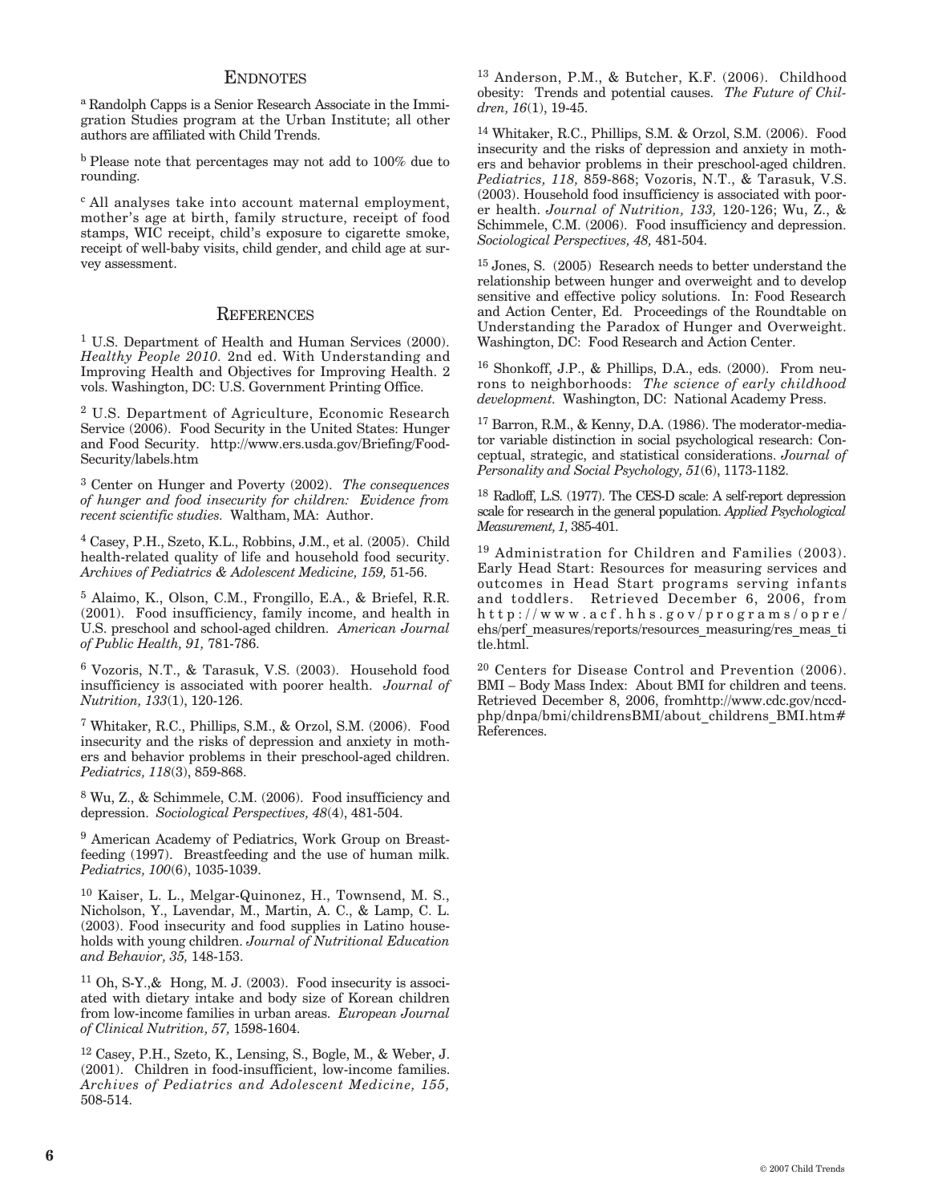## Endnotes

[a] Randolph Capps is a Senior Research Associate in the Immigration Studies program at the Urban Institute; all other authors are affiliated with Child Trends.

[b] Please note that percentages may not add to 100% due to rounding.

[c] All analyses take into account maternal employment, mother's age at birth, family structure, receipt of food stamps, WIC receipt, child's exposure to cigarette smoke, receipt of well-baby visits, child gender, and child age at survey assessment.

## References

[1] U.S. Department of Health and Human Services (2000). *Healthy People 2010.* 2nd ed. With Understanding and Improving Health and Objectives for Improving Health. 2 vols. Washington, DC: U.S. Government Printing Office.

[2] U.S. Department of Agriculture, Economic Research Service (2006). Food Security in the United States: Hunger and Food Security. http://www.ers.usda.gov/Briefing/FoodSecurity/labels.htm

[3] Center on Hunger and Poverty (2002). *The consequences of hunger and food insecurity for children: Evidence from recent scientific studies.* Waltham, MA: Author.

[4] Casey, P.H., Szeto, K.L., Robbins, J.M., et al. (2005). Child health-related quality of life and household food security. *Archives of Pediatrics & Adolescent Medicine, 159,* 51-56.

[5] Alaimo, K., Olson, C.M., Frongillo, E.A., & Briefel, R.R. (2001). Food insufficiency, family income, and health in U.S. preschool and school-aged children. *American Journal of Public Health, 91,* 781-786.

[6] Vozoris, N.T., & Tarasuk, V.S. (2003). Household food insufficiency is associated with poorer health. *Journal of Nutrition, 133*(1), 120-126.

[7] Whitaker, R.C., Phillips, S.M., & Orzol, S.M. (2006). Food insecurity and the risks of depression and anxiety in mothers and behavior problems in their preschool-aged children. *Pediatrics, 118*(3), 859-868.

[8] Wu, Z., & Schimmele, C.M. (2006). Food insufficiency and depression. *Sociological Perspectives, 48*(4), 481-504.

[9] American Academy of Pediatrics, Work Group on Breastfeeding (1997). Breastfeeding and the use of human milk. *Pediatrics, 100*(6), 1035-1039.

[10] Kaiser, L. L., Melgar-Quinonez, H., Townsend, M. S., Nicholson, Y., Lavendar, M., Martin, A. C., & Lamp, C. L. (2003). Food insecurity and food supplies in Latino households with young children. *Journal of Nutritional Education and Behavior, 35,* 148-153.

[11] Oh, S-Y.,& Hong, M. J. (2003). Food insecurity is associated with dietary intake and body size of Korean children from low-income families in urban areas. *European Journal of Clinical Nutrition, 57,* 1598-1604.

[12] Casey, P.H., Szeto, K., Lensing, S., Bogle, M., & Weber, J. (2001). Children in food-insufficient, low-income families. *Archives of Pediatrics and Adolescent Medicine, 155,* 508-514.

[13] Anderson, P.M., & Butcher, K.F. (2006). Childhood obesity: Trends and potential causes. *The Future of Children, 16*(1), 19-45.

[14] Whitaker, R.C., Phillips, S.M. & Orzol, S.M. (2006). Food insecurity and the risks of depression and anxiety in mothers and behavior problems in their preschool-aged children. *Pediatrics, 118,* 859-868; Vozoris, N.T., & Tarasuk, V.S. (2003). Household food insufficiency is associated with poorer health. *Journal of Nutrition, 133,* 120-126; Wu, Z., & Schimmele, C.M. (2006). Food insufficiency and depression. *Sociological Perspectives, 48,* 481-504.

[15] Jones, S. (2005) Research needs to better understand the relationship between hunger and overweight and to develop sensitive and effective policy solutions. In: Food Research and Action Center, Ed. Proceedings of the Roundtable on Understanding the Paradox of Hunger and Overweight. Washington, DC: Food Research and Action Center.

[16] Shonkoff, J.P., & Phillips, D.A., eds. (2000). From neurons to neighborhoods: *The science of early childhood development.* Washington, DC: National Academy Press.

[17] Barron, R.M., & Kenny, D.A. (1986). The moderator-mediator variable distinction in social psychological research: Conceptual, strategic, and statistical considerations. *Journal of Personality and Social Psychology, 51*(6), 1173-1182.

[18] Radloff, L.S. (1977). The CES-D scale: A self-report depression scale for research in the general population. *Applied Psychological Measurement, 1,* 385-401.

[19] Administration for Children and Families (2003). Early Head Start: Resources for measuring services and outcomes in Head Start programs serving infants and toddlers. Retrieved December 6, 2006, from http://www.acf.hhs.gov/programs/opre/ehs/perf_measures/reports/resources_measuring/res_meas_title.html.

[20] Centers for Disease Control and Prevention (2006). BMI – Body Mass Index: About BMI for children and teens. Retrieved December 8, 2006, fromhttp://www.cdc.gov/nccdphp/dnpa/bmi/childrensBMI/about_childrens_BMI.htm#References.

© 2007 Child Trends